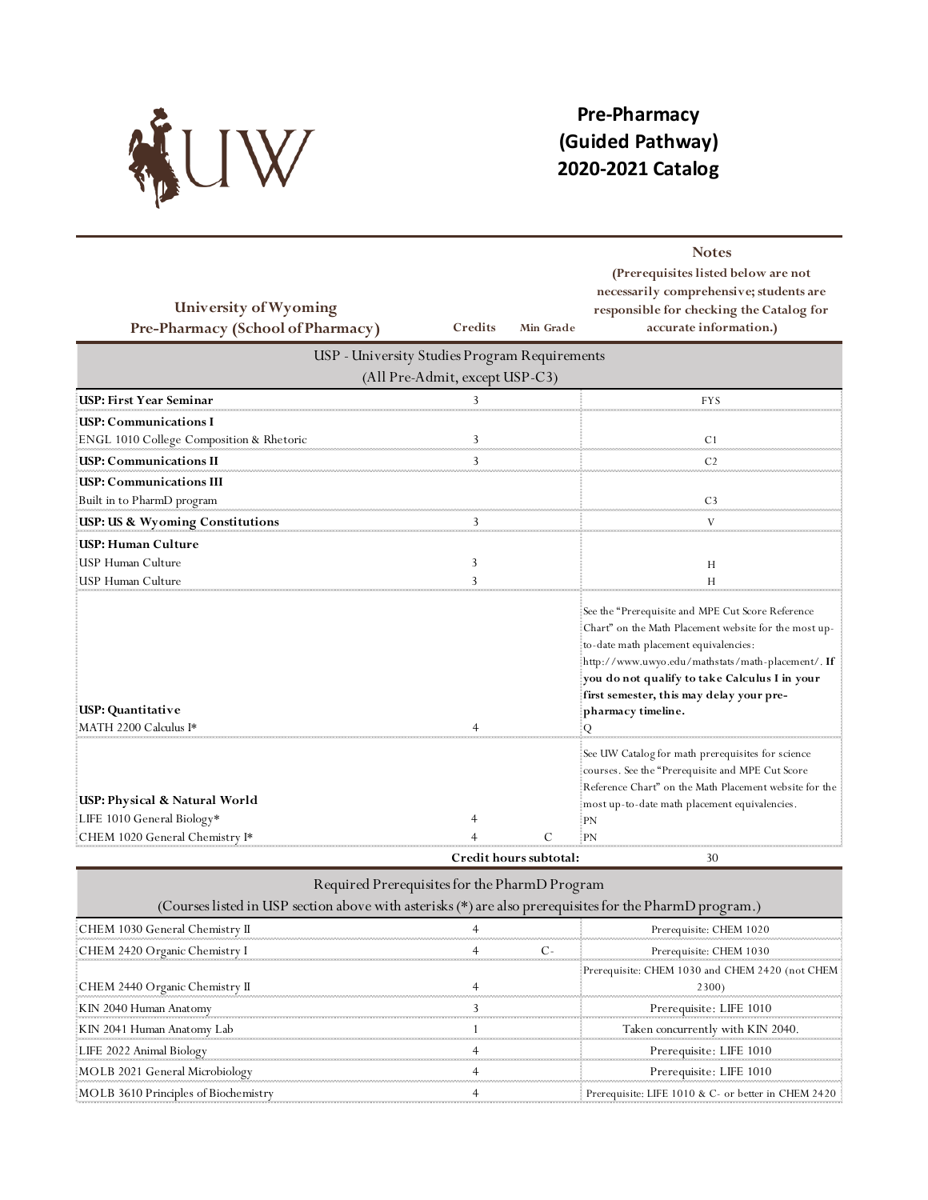# Pre-Pharmacy (Guided Pathway) 2020-2021 Catalog

| University of Wyoming Pre-Pharmacy (School of Pharmacy) | Credits | Min Grade | Notes (Prerequisites listed below are not necessarily comprehensive; students are responsible for checking the Catalog for accurate information.) |
|---|---|---|---|
| **USP - University Studies Program Requirements (All Pre-Admit, except USP-C3)** | | | |
| **USP: First Year Seminar** | 3 | | FYS |
| **USP: Communications I** | | | |
| ENGL 1010 College Composition & Rhetoric | 3 | | C1 |
| **USP: Communications II** | 3 | | C2 |
| **USP: Communications III** | | | |
| Built in to PharmD program | | | C3 |
| **USP: US & Wyoming Constitutions** | 3 | | V |
| **USP: Human Culture** | | | |
| USP Human Culture | 3 | | H |
| USP Human Culture | 3 | | H |
| **USP: Quantitative** | | | See the "Prerequisite and MPE Cut Score Reference Chart" on the Math Placement website for the most up-to-date math placement equivalencies: http://www.uwyo.edu/mathstats/math-placement/. **If you do not qualify to take Calculus I in your first semester, this may delay your pre-pharmacy timeline.** |
| MATH 2200 Calculus I* | 4 | | Q |
| **USP: Physical & Natural World** | | | See UW Catalog for math prerequisites for science courses. See the "Prerequisite and MPE Cut Score Reference Chart" on the Math Placement website for the most up-to-date math placement equivalencies. |
| LIFE 1010 General Biology* | 4 | | PN |
| CHEM 1020 General Chemistry I* | 4 | C | PN |
| | **Credit hours subtotal:** | | 30 |
| **Required Prerequisites for the PharmD Program (Courses listed in USP section above with asterisks (*) are also prerequisites for the PharmD program.)** | | | |
| CHEM 1030 General Chemistry II | 4 | | Prerequisite: CHEM 1020 |
| CHEM 2420 Organic Chemistry I | 4 | C- | Prerequisite: CHEM 1030 |
| CHEM 2440 Organic Chemistry II | 4 | | Prerequisite: CHEM 1030 and CHEM 2420 (not CHEM 2300) |
| KIN 2040 Human Anatomy | 3 | | Prerequisite: LIFE 1010 |
| KIN 2041 Human Anatomy Lab | 1 | | Taken concurrently with KIN 2040. |
| LIFE 2022 Animal Biology | 4 | | Prerequisite: LIFE 1010 |
| MOLB 2021 General Microbiology | 4 | | Prerequisite: LIFE 1010 |
| MOLB 3610 Principles of Biochemistry | 4 | | Prerequisite: LIFE 1010 & C- or better in CHEM 2420 |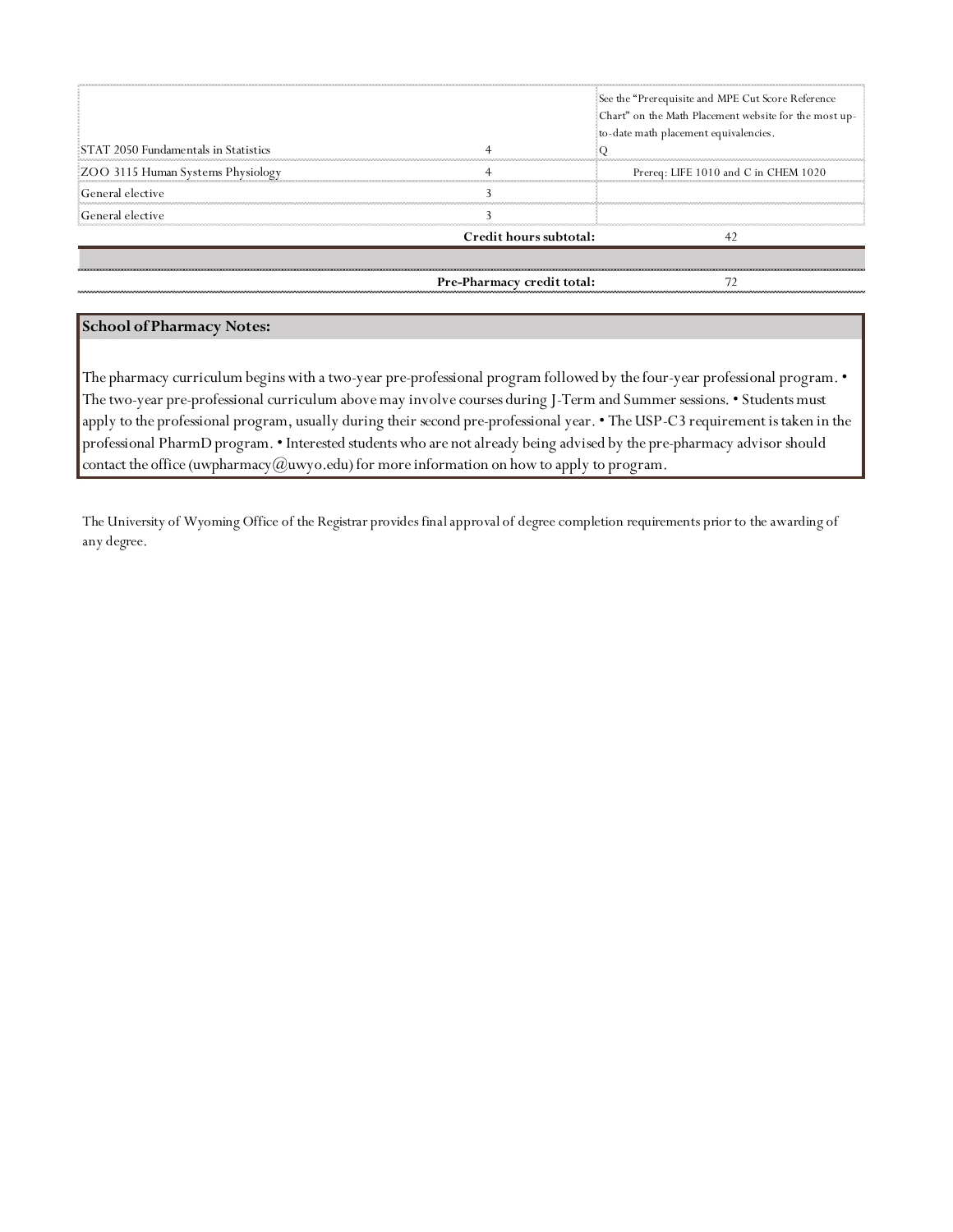| | | |
|---|---|---|
| STAT 2050 Fundamentals in Statistics | 4 | See the "Prerequisite and MPE Cut Score Reference Chart" on the Math Placement website for the most up-to-date math placement equivalencies. Q |
| ZOO 3115 Human Systems Physiology | 4 | Prereq: LIFE 1010 and C in CHEM 1020 |
| General elective | 3 | |
| General elective | 3 | |
| | **Credit hours subtotal:** | 42 |
| | | |
| | **Pre-Pharmacy credit total:** | 72 |

## School of Pharmacy Notes:

The pharmacy curriculum begins with a two-year pre-professional program followed by the four-year professional program. • The two-year pre-professional curriculum above may involve courses during J-Term and Summer sessions. • Students must apply to the professional program, usually during their second pre-professional year. • The USP-C3 requirement is taken in the professional PharmD program. • Interested students who are not already being advised by the pre-pharmacy advisor should contact the office (uwpharmacy@uwyo.edu) for more information on how to apply to program.

The University of Wyoming Office of the Registrar provides final approval of degree completion requirements prior to the awarding of any degree.